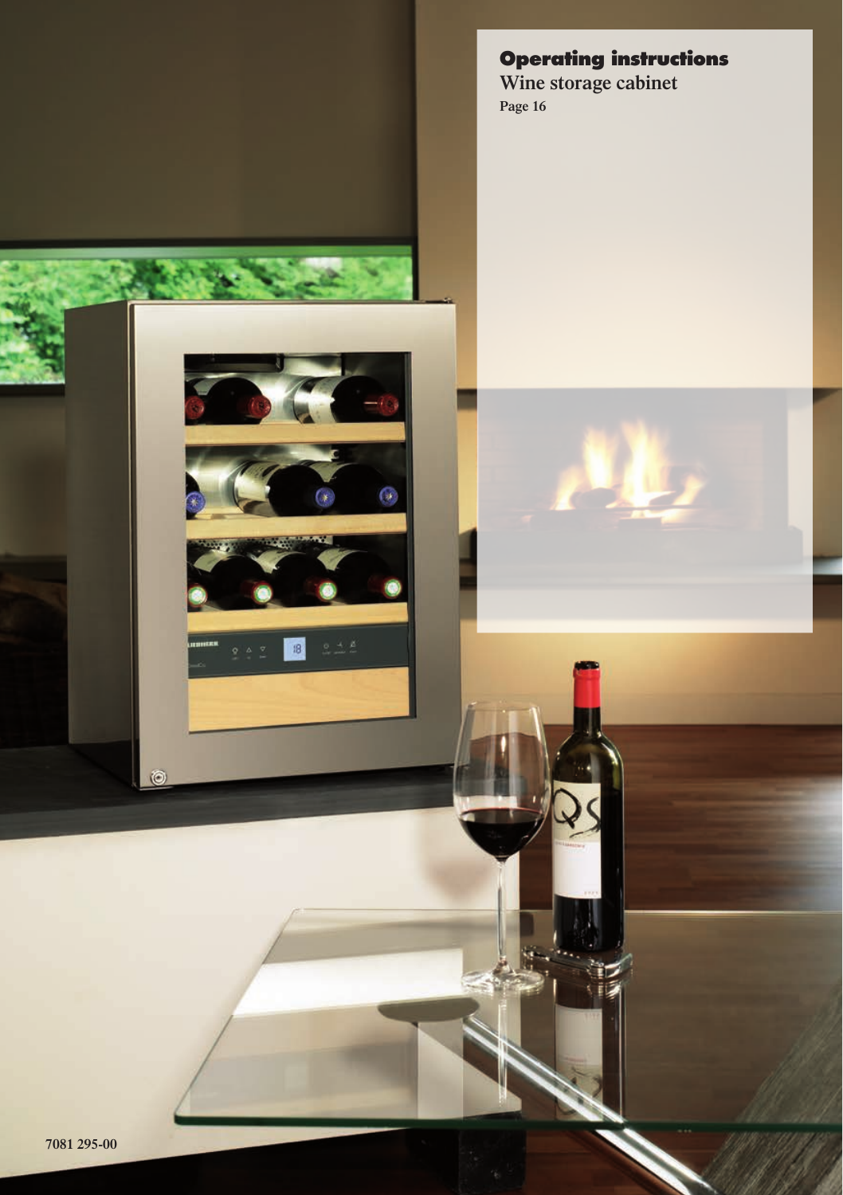# Operating instructions

Wine storage cabinet

Page 16

7081 295-00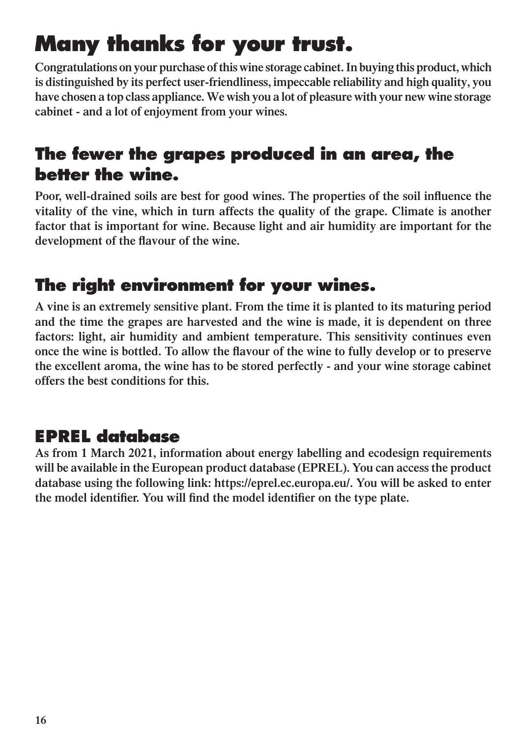# Many thanks for your trust.

**Congratulations on your purchase of this wine storage cabinet. In buying this product, which is distinguished by its perfect user-friendliness, impeccable reliability and high quality, you have chosen a top class appliance. We wish you a lot of pleasure with your new wine storage cabinet - and a lot of enjoyment from your wines.**

## The fewer the grapes produced in an area, the better the wine.

**Poor, well-drained soils are best for good wines. The properties of the soil influence the vitality of the vine, which in turn affects the quality of the grape. Climate is another factor that is important for wine. Because light and air humidity are important for the development of the flavour of the wine.**

## The right environment for your wines.

**A vine is an extremely sensitive plant. From the time it is planted to its maturing period and the time the grapes are harvested and the wine is made, it is dependent on three factors: light, air humidity and ambient temperature. This sensitivity continues even once the wine is bottled. To allow the flavour of the wine to fully develop or to preserve the excellent aroma, the wine has to be stored perfectly - and your wine storage cabinet offers the best conditions for this.**

## EPREL database

**As from 1 March 2021, information about energy labelling and ecodesign requirements will be available in the European product database (EPREL). You can access the product database using the following link: https://eprel.ec.europa.eu/. You will be asked to enter the model identifier. You will find the model identifier on the type plate.**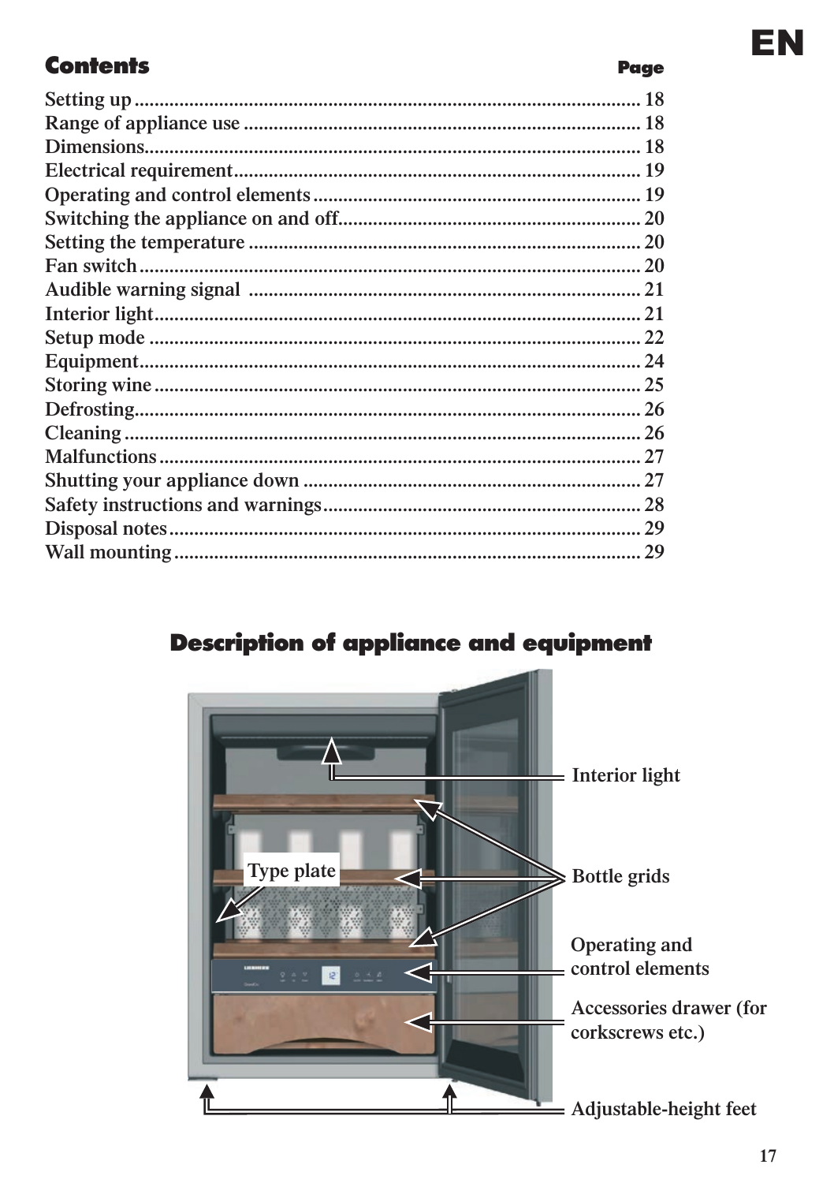## Contents

| | Page |
|---|---|
| Setting up | 18 |
| Range of appliance use | 18 |
| Dimensions | 18 |
| Electrical requirement | 19 |
| Operating and control elements | 19 |
| Switching the appliance on and off | 20 |
| Setting the temperature | 20 |
| Fan switch | 20 |
| Audible warning signal | 21 |
| Interior light | 21 |
| Setup mode | 22 |
| Equipment | 24 |
| Storing wine | 25 |
| Defrosting | 26 |
| Cleaning | 26 |
| Malfunctions | 27 |
| Shutting your appliance down | 27 |
| Safety instructions and warnings | 28 |
| Disposal notes | 29 |
| Wall mounting | 29 |

## Description of appliance and equipment

Interior light

Type plate

Bottle grids

Operating and control elements

Accessories drawer (for corkscrews etc.)

Adjustable-height feet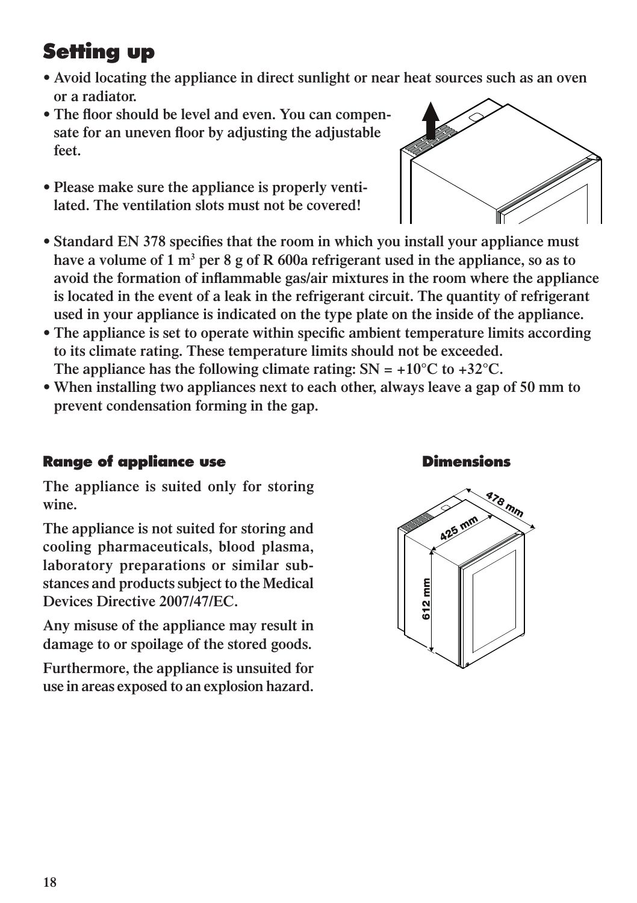# Setting up

- Avoid locating the appliance in direct sunlight or near heat sources such as an oven or a radiator.
- The floor should be level and even. You can compensate for an uneven floor by adjusting the adjustable feet.
- Please make sure the appliance is properly ventilated. The ventilation slots must not be covered!
- Standard EN 378 specifies that the room in which you install your appliance must have a volume of 1 $m^3$ per 8 g of R 600a refrigerant used in the appliance, so as to avoid the formation of inflammable gas/air mixtures in the room where the appliance is located in the event of a leak in the refrigerant circuit. The quantity of refrigerant used in your appliance is indicated on the type plate on the inside of the appliance.
- The appliance is set to operate within specific ambient temperature limits according to its climate rating. These temperature limits should not be exceeded.
  The appliance has the following climate rating: SN = +10°C to +32°C.
- When installing two appliances next to each other, always leave a gap of 50 mm to prevent condensation forming in the gap.

## Range of appliance use

The appliance is suited only for storing wine.

The appliance is not suited for storing and cooling pharmaceuticals, blood plasma, laboratory preparations or similar substances and products subject to the Medical Devices Directive 2007/47/EC.

Any misuse of the appliance may result in damage to or spoilage of the stored goods.

Furthermore, the appliance is unsuited for use in areas exposed to an explosion hazard.

## Dimensions

478 mm

425 mm

612 mm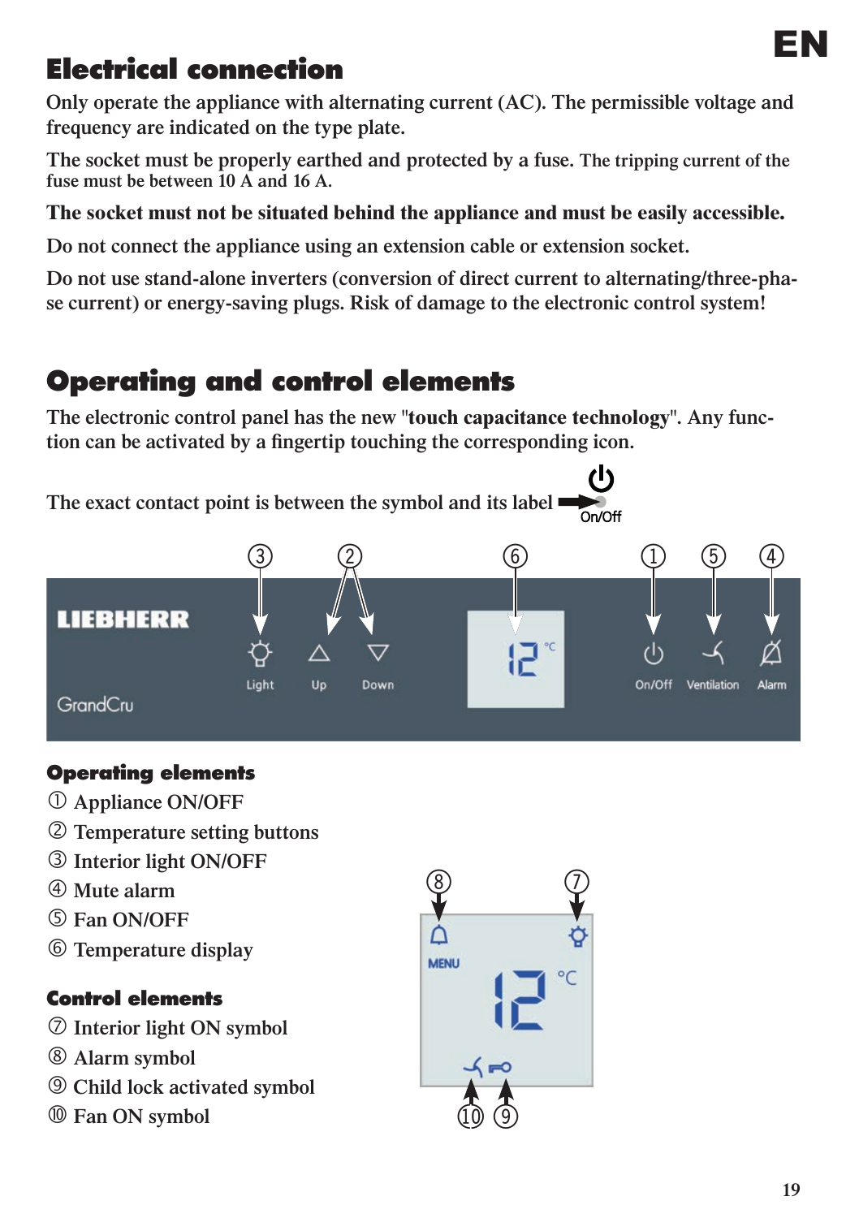## Electrical connection

Only operate the appliance with alternating current (AC). The permissible voltage and frequency are indicated on the type plate.

The socket must be properly earthed and protected by a fuse. The tripping current of the fuse must be between 10 A and 16 A.

**The socket must not be situated behind the appliance and must be easily accessible.**

Do not connect the appliance using an extension cable or extension socket.

Do not use stand-alone inverters (conversion of direct current to alternating/three-phase current) or energy-saving plugs. Risk of damage to the electronic control system!

## Operating and control elements

The electronic control panel has the new "**touch capacitance technology**". Any function can be activated by a fingertip touching the corresponding icon.

The exact contact point is between the symbol and its label

### Operating elements

① Appliance ON/OFF
② Temperature setting buttons
③ Interior light ON/OFF
④ Mute alarm
⑤ Fan ON/OFF
⑥ Temperature display

### Control elements

⑦ Interior light ON symbol
⑧ Alarm symbol
⑨ Child lock activated symbol
⑩ Fan ON symbol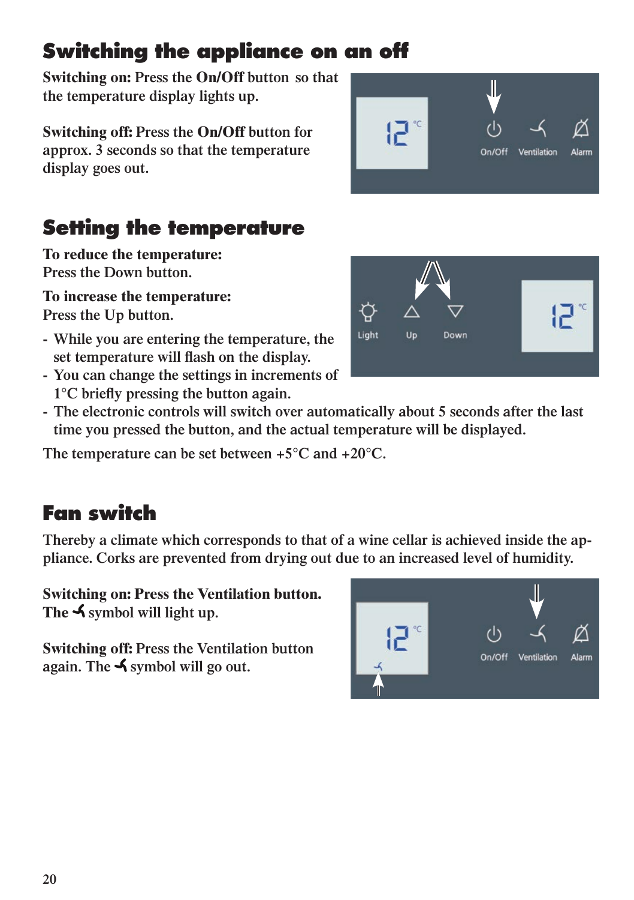## Switching the appliance on an off

**Switching on:** Press the **On/Off** button so that the temperature display lights up.

**Switching off:** Press the **On/Off** button for approx. 3 seconds so that the temperature display goes out.

## Setting the temperature

**To reduce the temperature:**
Press the Down button.

**To increase the temperature:**
Press the Up button.

- While you are entering the temperature, the set temperature will flash on the display.
- You can change the settings in increments of 1°C briefly pressing the button again.
- The electronic controls will switch over automatically about 5 seconds after the last time you pressed the button, and the actual temperature will be displayed.

The temperature can be set between +5°C and +20°C.

## Fan switch

Thereby a climate which corresponds to that of a wine cellar is achieved inside the appliance. Corks are prevented from drying out due to an increased level of humidity.

**Switching on: Press the Ventilation button. The ⅄ symbol will light up.**

**Switching off:** Press the Ventilation button again. The ⅄ symbol will go out.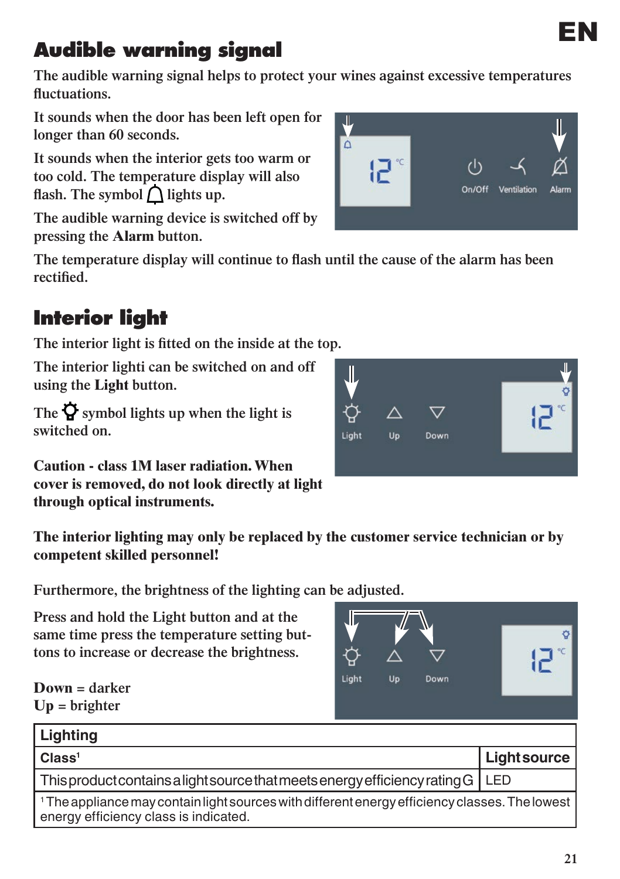## Audible warning signal

The audible warning signal helps to protect your wines against excessive temperatures fluctuations.

It sounds when the door has been left open for longer than 60 seconds.

It sounds when the interior gets too warm or too cold. The temperature display will also flash. The symbol 🔔 lights up.

The audible warning device is switched off by pressing the **Alarm** button.

The temperature display will continue to flash until the cause of the alarm has been rectified.

## Interior light

The interior light is fitted on the inside at the top.

The interior lighti can be switched on and off using the **Light** button.

The 💡 symbol lights up when the light is switched on.

**Caution - class 1M laser radiation. When cover is removed, do not look directly at light through optical instruments.**

**The interior lighting may only be replaced by the customer service technician or by competent skilled personnel!**

Furthermore, the brightness of the lighting can be adjusted.

Press and hold the Light button and at the same time press the temperature setting buttons to increase or decrease the brightness.

**Down** = darker
**Up** = brighter

| Lighting | |
|---|---|
| **Class**[1] | **Light source** |
| This product contains a light source that meets energy efficiency rating G | LED |
| [1] The appliance may contain light sources with different energy efficiency classes. The lowest energy efficiency class is indicated. | |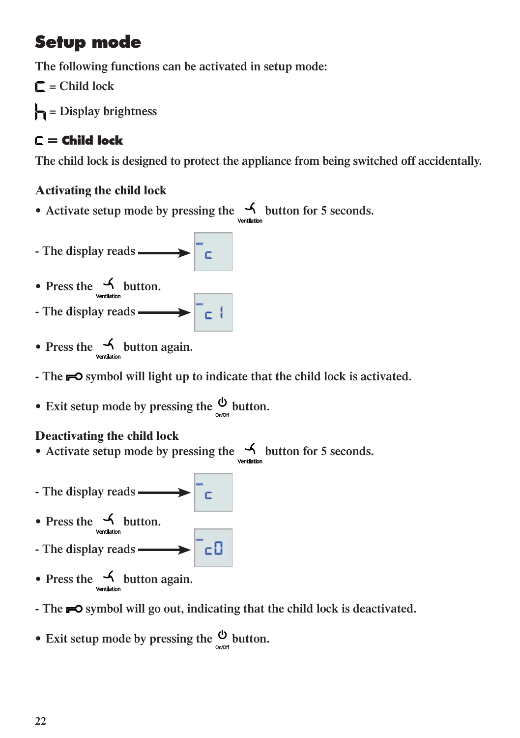# Setup mode

The following functions can be activated in setup mode:

C = Child lock

h = Display brightness

## C = Child lock

The child lock is designed to protect the appliance from being switched off accidentally.

### Activating the child lock

- Activate setup mode by pressing the Ventilation button for 5 seconds.

- The display reads → C

- Press the Ventilation button.

- The display reads → C 1

- Press the Ventilation button again.

- The symbol will light up to indicate that the child lock is activated.

- Exit setup mode by pressing the On/Off button.

### Deactivating the child lock

- Activate setup mode by pressing the Ventilation button for 5 seconds.

- The display reads → C

- Press the Ventilation button.

- The display reads → C0

- Press the Ventilation button again.

- The symbol will go out, indicating that the child lock is deactivated.

- Exit setup mode by pressing the On/Off button.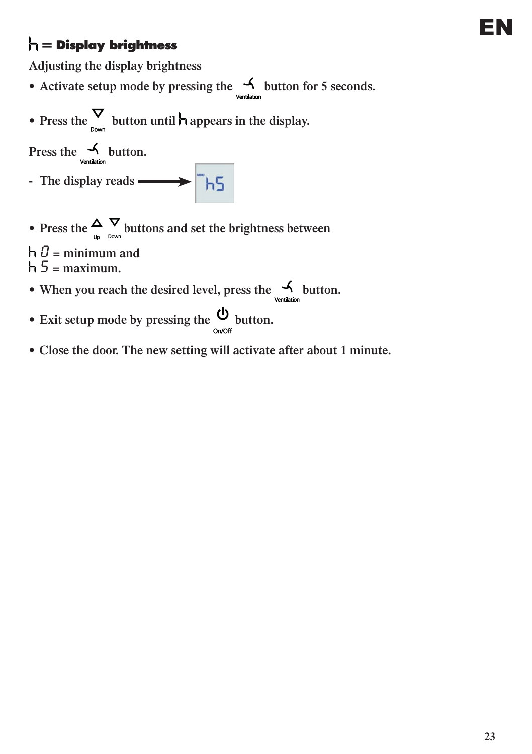## h = Display brightness

Adjusting the display brightness

- Activate setup mode by pressing the Ventilation button for 5 seconds.
- Press the Down button until h appears in the display.

Press the Ventilation button.

- The display reads ⟶ h5

- Press the Up Down buttons and set the brightness between

h 0 = minimum and
h 5 = maximum.

- When you reach the desired level, press the Ventilation button.
- Exit setup mode by pressing the On/Off button.
- Close the door. The new setting will activate after about 1 minute.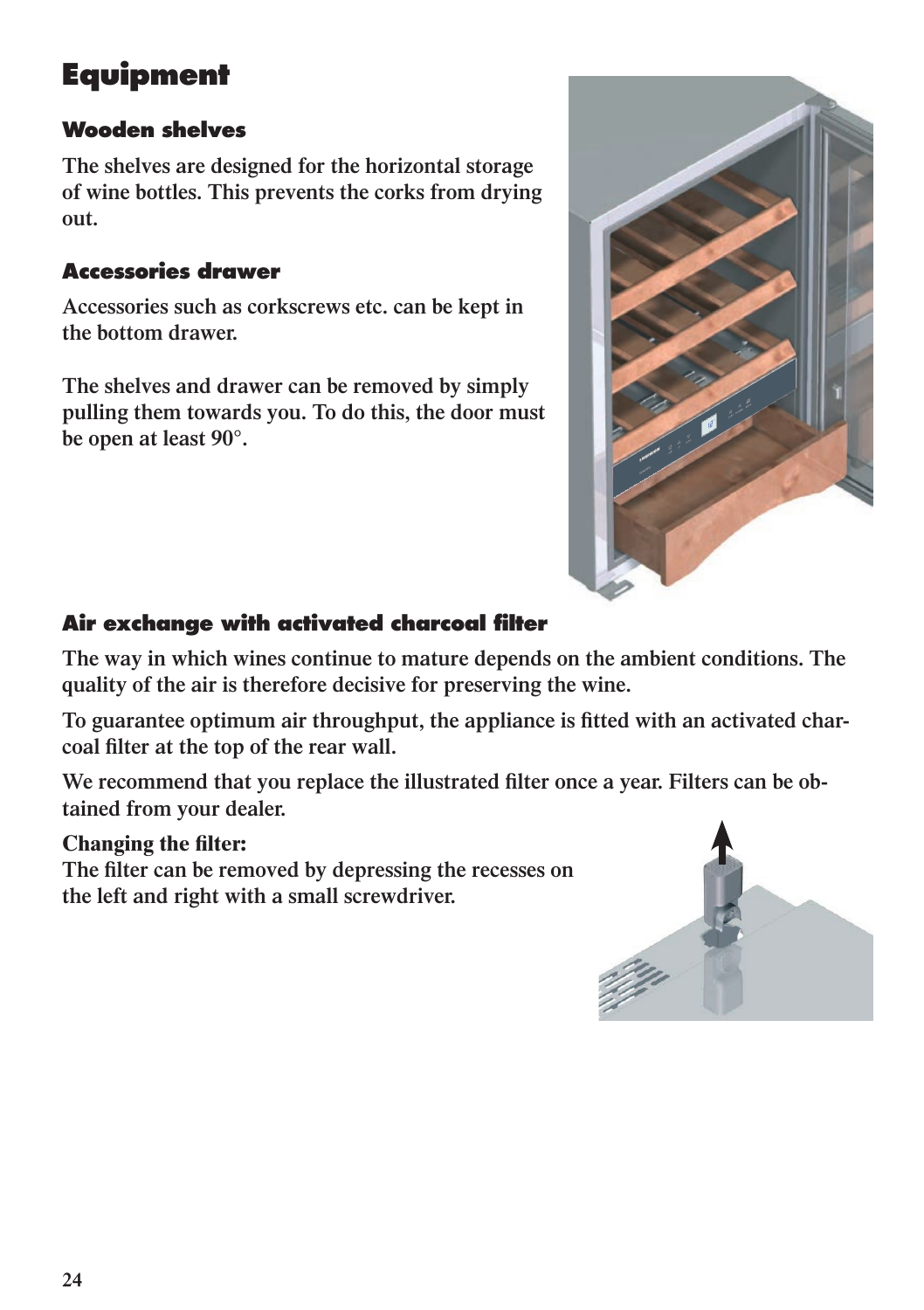# Equipment

## Wooden shelves

The shelves are designed for the horizontal storage of wine bottles. This prevents the corks from drying out.

## Accessories drawer

Accessories such as corkscrews etc. can be kept in the bottom drawer.

The shelves and drawer can be removed by simply pulling them towards you. To do this, the door must be open at least 90°.

## Air exchange with activated charcoal filter

The way in which wines continue to mature depends on the ambient conditions. The quality of the air is therefore decisive for preserving the wine.

To guarantee optimum air throughput, the appliance is fitted with an activated charcoal filter at the top of the rear wall.

We recommend that you replace the illustrated filter once a year. Filters can be obtained from your dealer.

**Changing the filter:**
The filter can be removed by depressing the recesses on the left and right with a small screwdriver.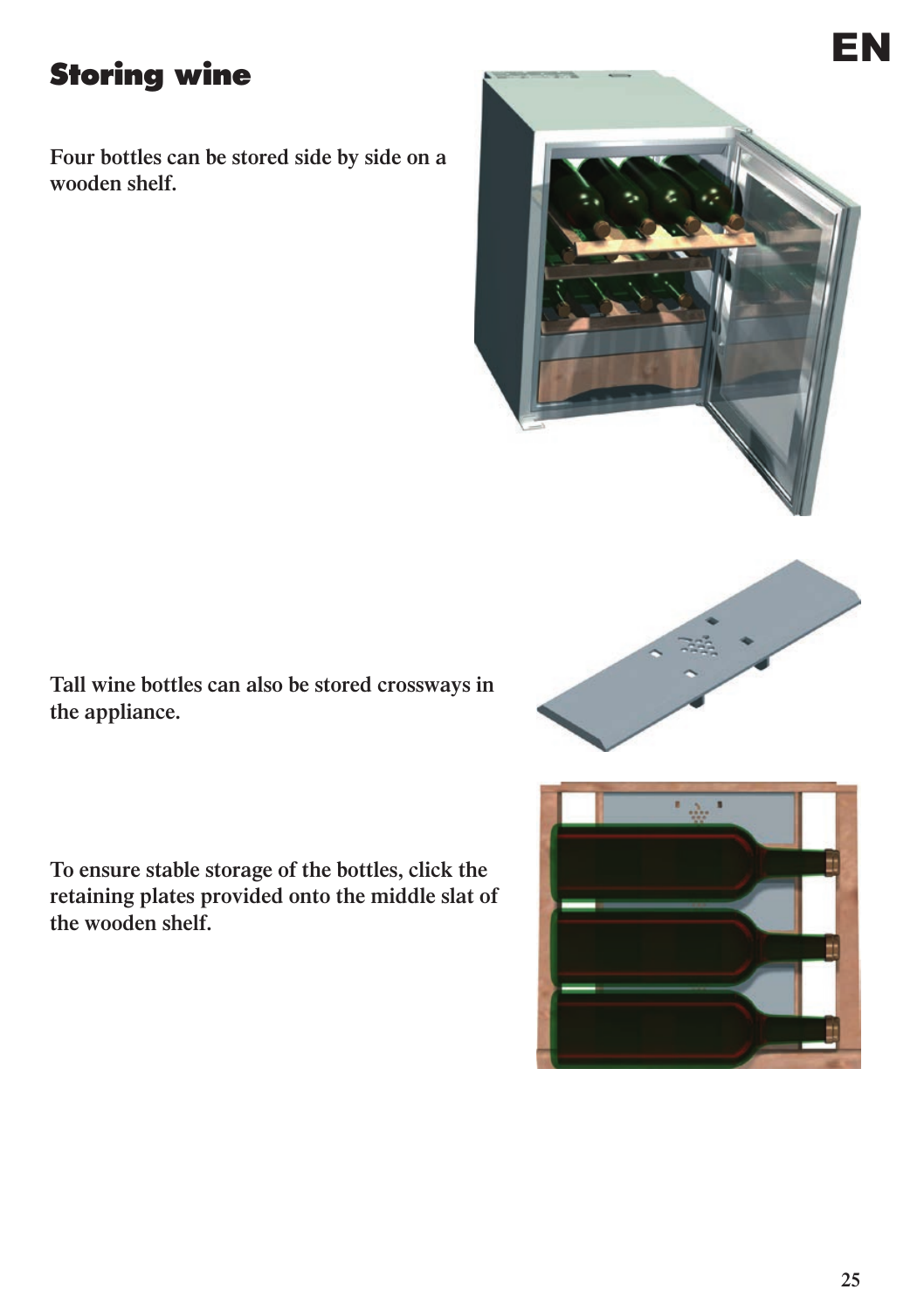# Storing wine

Four bottles can be stored side by side on a wooden shelf.

Tall wine bottles can also be stored crossways in the appliance.

To ensure stable storage of the bottles, click the retaining plates provided onto the middle slat of the wooden shelf.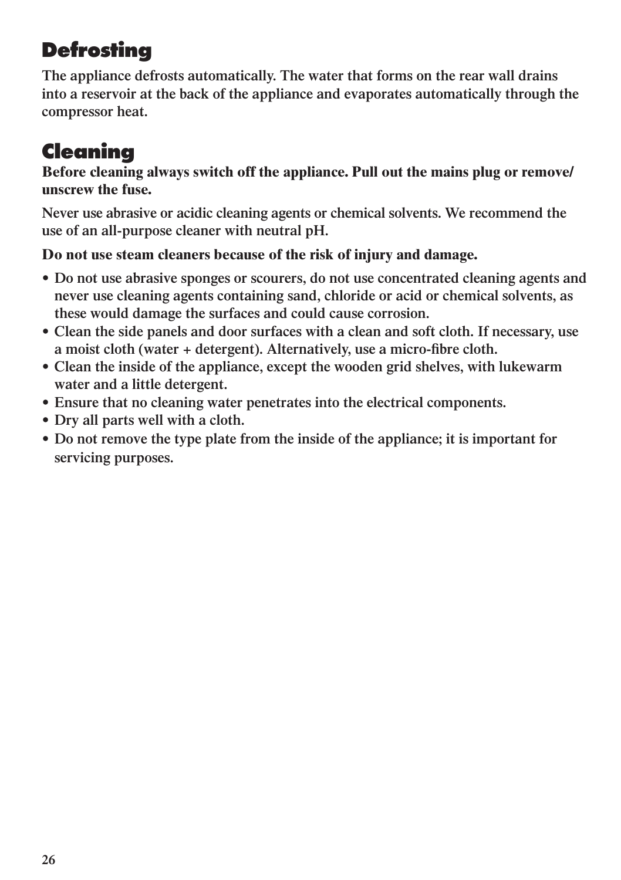## Defrosting

The appliance defrosts automatically. The water that forms on the rear wall drains into a reservoir at the back of the appliance and evaporates automatically through the compressor heat.

## Cleaning

**Before cleaning always switch off the appliance. Pull out the mains plug or remove/unscrew the fuse.**

Never use abrasive or acidic cleaning agents or chemical solvents. We recommend the use of an all-purpose cleaner with neutral pH.

**Do not use steam cleaners because of the risk of injury and damage.**

- Do not use abrasive sponges or scourers, do not use concentrated cleaning agents and never use cleaning agents containing sand, chloride or acid or chemical solvents, as these would damage the surfaces and could cause corrosion.
- Clean the side panels and door surfaces with a clean and soft cloth. If necessary, use a moist cloth (water + detergent). Alternatively, use a micro-fibre cloth.
- Clean the inside of the appliance, except the wooden grid shelves, with lukewarm water and a little detergent.
- Ensure that no cleaning water penetrates into the electrical components.
- Dry all parts well with a cloth.
- Do not remove the type plate from the inside of the appliance; it is important for servicing purposes.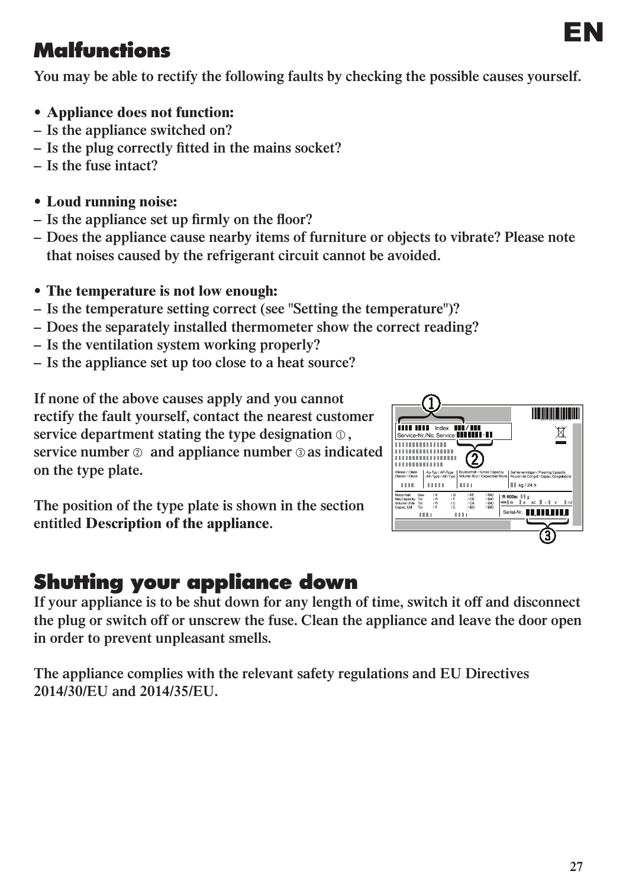## Malfunctions

You may be able to rectify the following faults by checking the possible causes yourself.

- **Appliance does not function:**

– Is the appliance switched on?
– Is the plug correctly fitted in the mains socket?
– Is the fuse intact?

- **Loud running noise:**

– Is the appliance set up firmly on the floor?
– Does the appliance cause nearby items of furniture or objects to vibrate? Please note that noises caused by the refrigerant circuit cannot be avoided.

- **The temperature is not low enough:**

– Is the temperature setting correct (see "Setting the temperature")?
– Does the separately installed thermometer show the correct reading?
– Is the ventilation system working properly?
– Is the appliance set up too close to a heat source?

If none of the above causes apply and you cannot rectify the fault yourself, contact the nearest customer service department stating the type designation ①, service number ② and appliance number ③ as indicated on the type plate.

The position of the type plate is shown in the section entitled **Description of the appliance**.

## Shutting your appliance down

If your appliance is to be shut down for any length of time, switch it off and disconnect the plug or switch off or unscrew the fuse. Clean the appliance and leave the door open in order to prevent unpleasant smells.

The appliance complies with the relevant safety regulations and EU Directives 2014/30/EU and 2014/35/EU.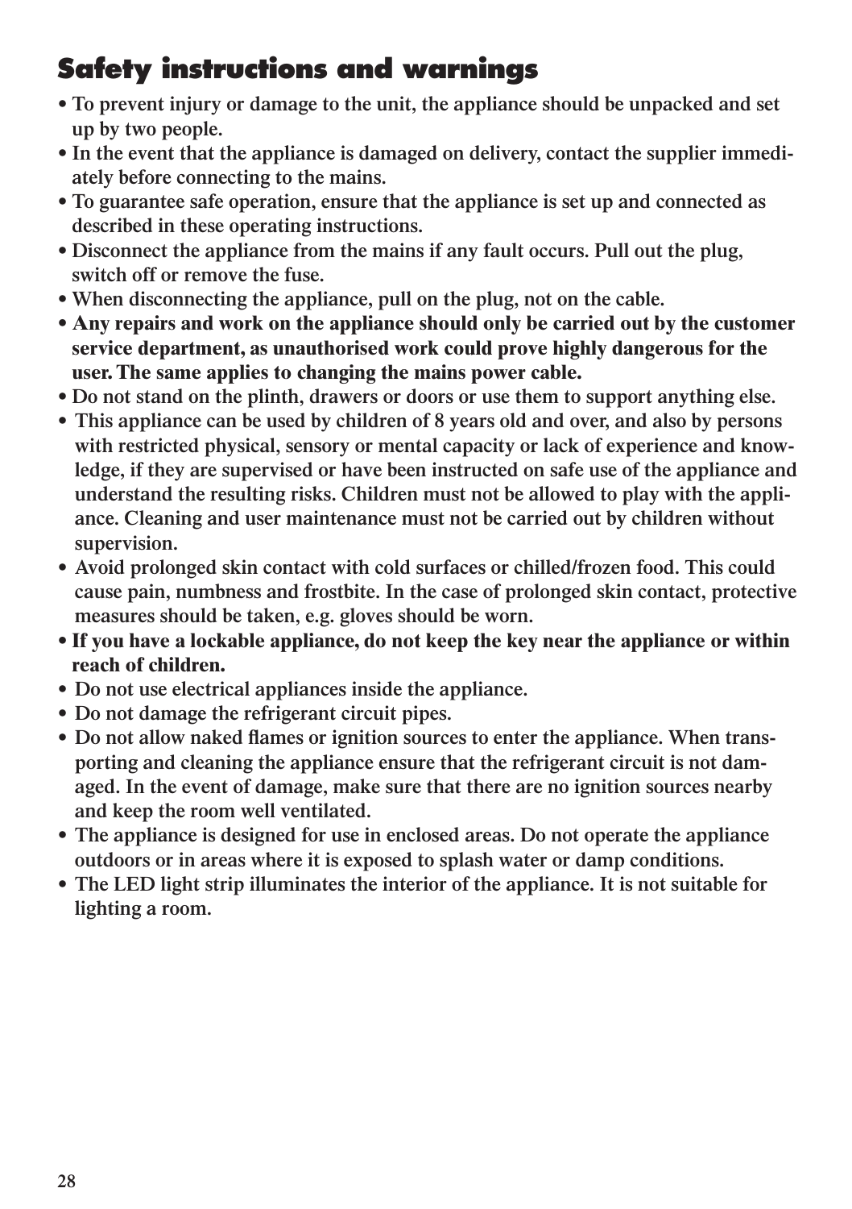## Safety instructions and warnings

- To prevent injury or damage to the unit, the appliance should be unpacked and set up by two people.
- In the event that the appliance is damaged on delivery, contact the supplier immediately before connecting to the mains.
- To guarantee safe operation, ensure that the appliance is set up and connected as described in these operating instructions.
- Disconnect the appliance from the mains if any fault occurs. Pull out the plug, switch off or remove the fuse.
- When disconnecting the appliance, pull on the plug, not on the cable.
- **Any repairs and work on the appliance should only be carried out by the customer service department, as unauthorised work could prove highly dangerous for the user. The same applies to changing the mains power cable.**
- Do not stand on the plinth, drawers or doors or use them to support anything else.
- This appliance can be used by children of 8 years old and over, and also by persons with restricted physical, sensory or mental capacity or lack of experience and knowledge, if they are supervised or have been instructed on safe use of the appliance and understand the resulting risks. Children must not be allowed to play with the appliance. Cleaning and user maintenance must not be carried out by children without supervision.
- Avoid prolonged skin contact with cold surfaces or chilled/frozen food. This could cause pain, numbness and frostbite. In the case of prolonged skin contact, protective measures should be taken, e.g. gloves should be worn.
- **If you have a lockable appliance, do not keep the key near the appliance or within reach of children.**
- Do not use electrical appliances inside the appliance.
- Do not damage the refrigerant circuit pipes.
- Do not allow naked flames or ignition sources to enter the appliance. When transporting and cleaning the appliance ensure that the refrigerant circuit is not damaged. In the event of damage, make sure that there are no ignition sources nearby and keep the room well ventilated.
- The appliance is designed for use in enclosed areas. Do not operate the appliance outdoors or in areas where it is exposed to splash water or damp conditions.
- The LED light strip illuminates the interior of the appliance. It is not suitable for lighting a room.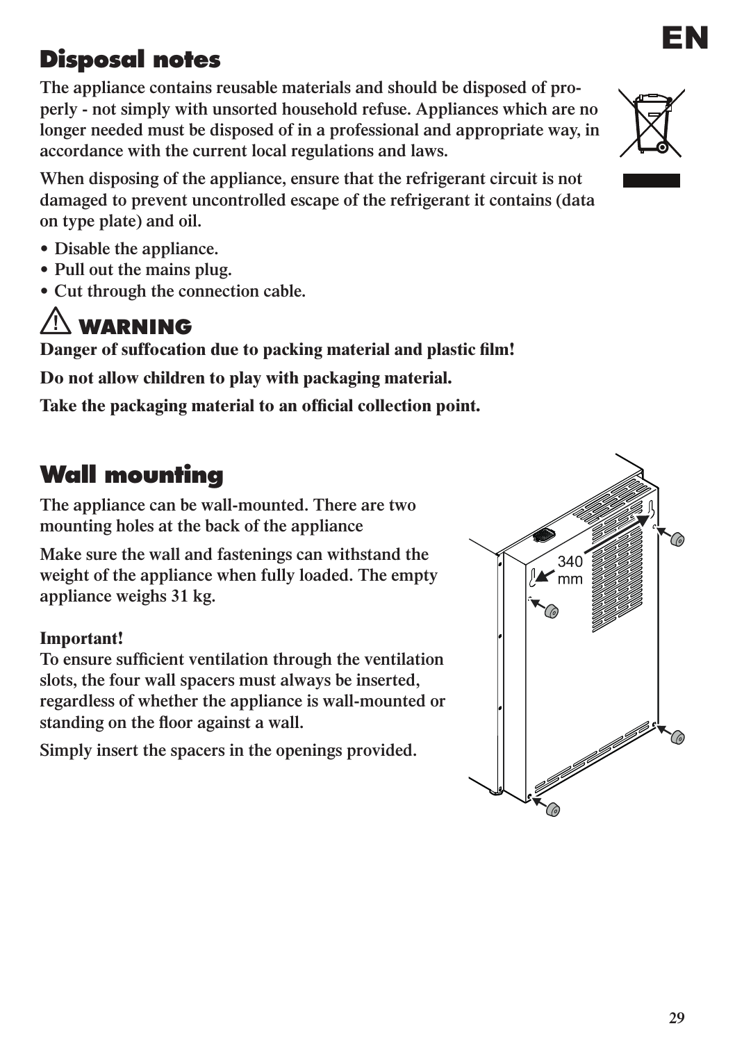## Disposal notes

The appliance contains reusable materials and should be disposed of properly - not simply with unsorted household refuse. Appliances which are no longer needed must be disposed of in a professional and appropriate way, in accordance with the current local regulations and laws.

When disposing of the appliance, ensure that the refrigerant circuit is not damaged to prevent uncontrolled escape of the refrigerant it contains (data on type plate) and oil.

- Disable the appliance.
- Pull out the mains plug.
- Cut through the connection cable.

### ⚠ WARNING

**Danger of suffocation due to packing material and plastic film!**

**Do not allow children to play with packaging material.**

**Take the packaging material to an official collection point.**

## Wall mounting

The appliance can be wall-mounted. There are two mounting holes at the back of the appliance

Make sure the wall and fastenings can withstand the weight of the appliance when fully loaded. The empty appliance weighs 31 kg.

**Important!**
To ensure sufficient ventilation through the ventilation slots, the four wall spacers must always be inserted, regardless of whether the appliance is wall-mounted or standing on the floor against a wall.

Simply insert the spacers in the openings provided.

340 mm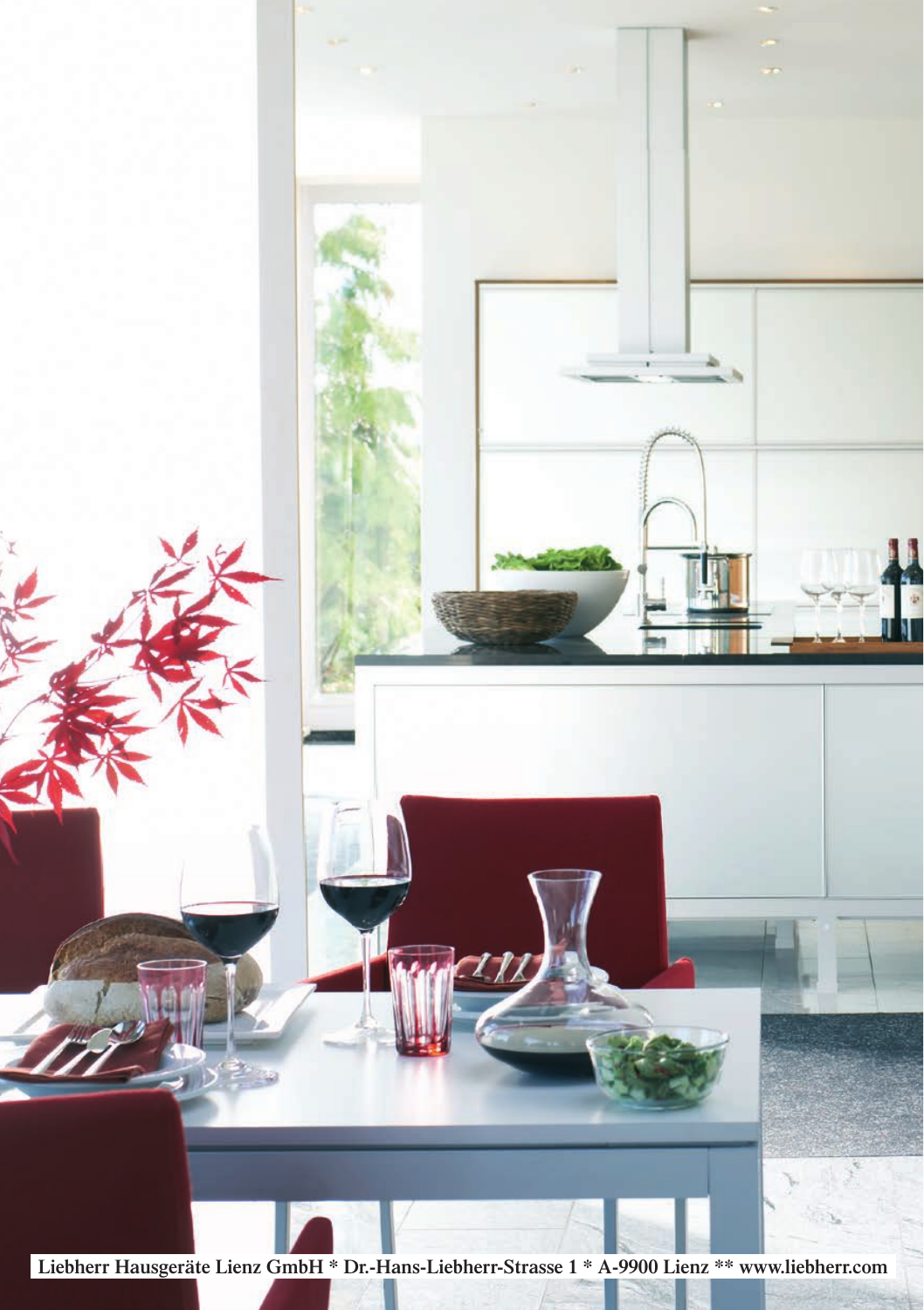Liebherr Hausgeräte Lienz GmbH * Dr.-Hans-Liebherr-Strasse 1 * A-9900 Lienz ** www.liebherr.com